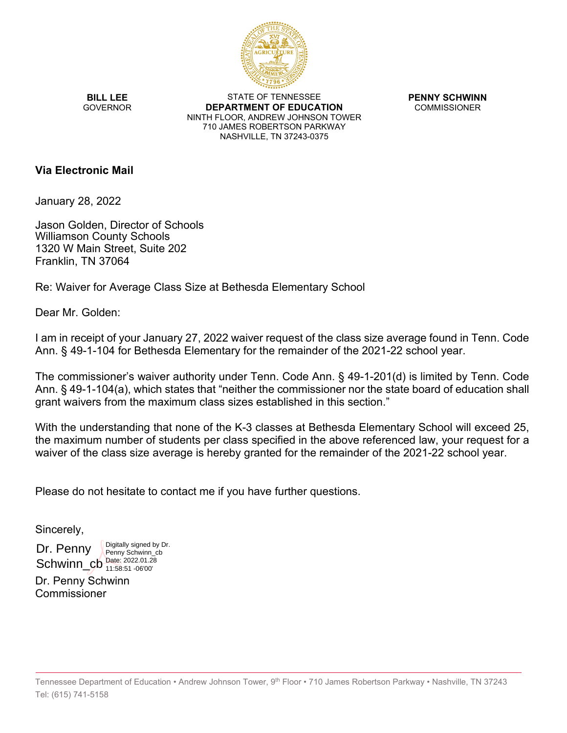**BILL LEE**
GOVERNOR

STATE OF TENNESSEE
**DEPARTMENT OF EDUCATION**
NINTH FLOOR, ANDREW JOHNSON TOWER
710 JAMES ROBERTSON PARKWAY
NASHVILLE, TN 37243-0375

**PENNY SCHWINN**
COMMISSIONER

**Via Electronic Mail**

January 28, 2022

Jason Golden, Director of Schools
Williamson County Schools
1320 W Main Street, Suite 202
Franklin, TN 37064

Re: Waiver for Average Class Size at Bethesda Elementary School

Dear Mr. Golden:

I am in receipt of your January 27, 2022 waiver request of the class size average found in Tenn. Code Ann. § 49-1-104 for Bethesda Elementary for the remainder of the 2021-22 school year.

The commissioner's waiver authority under Tenn. Code Ann. § 49-1-201(d) is limited by Tenn. Code Ann. § 49-1-104(a), which states that "neither the commissioner nor the state board of education shall grant waivers from the maximum class sizes established in this section."

With the understanding that none of the K-3 classes at Bethesda Elementary School will exceed 25, the maximum number of students per class specified in the above referenced law, your request for a waiver of the class size average is hereby granted for the remainder of the 2021-22 school year.

Please do not hesitate to contact me if you have further questions.

Sincerely,

Dr. Penny Schwinn_cb
Digitally signed by Dr. Penny Schwinn_cb
Date: 2022.01.28 11:58:51 -06'00'

Dr. Penny Schwinn
Commissioner

Tennessee Department of Education • Andrew Johnson Tower, 9th Floor • 710 James Robertson Parkway • Nashville, TN 37243
Tel: (615) 741-5158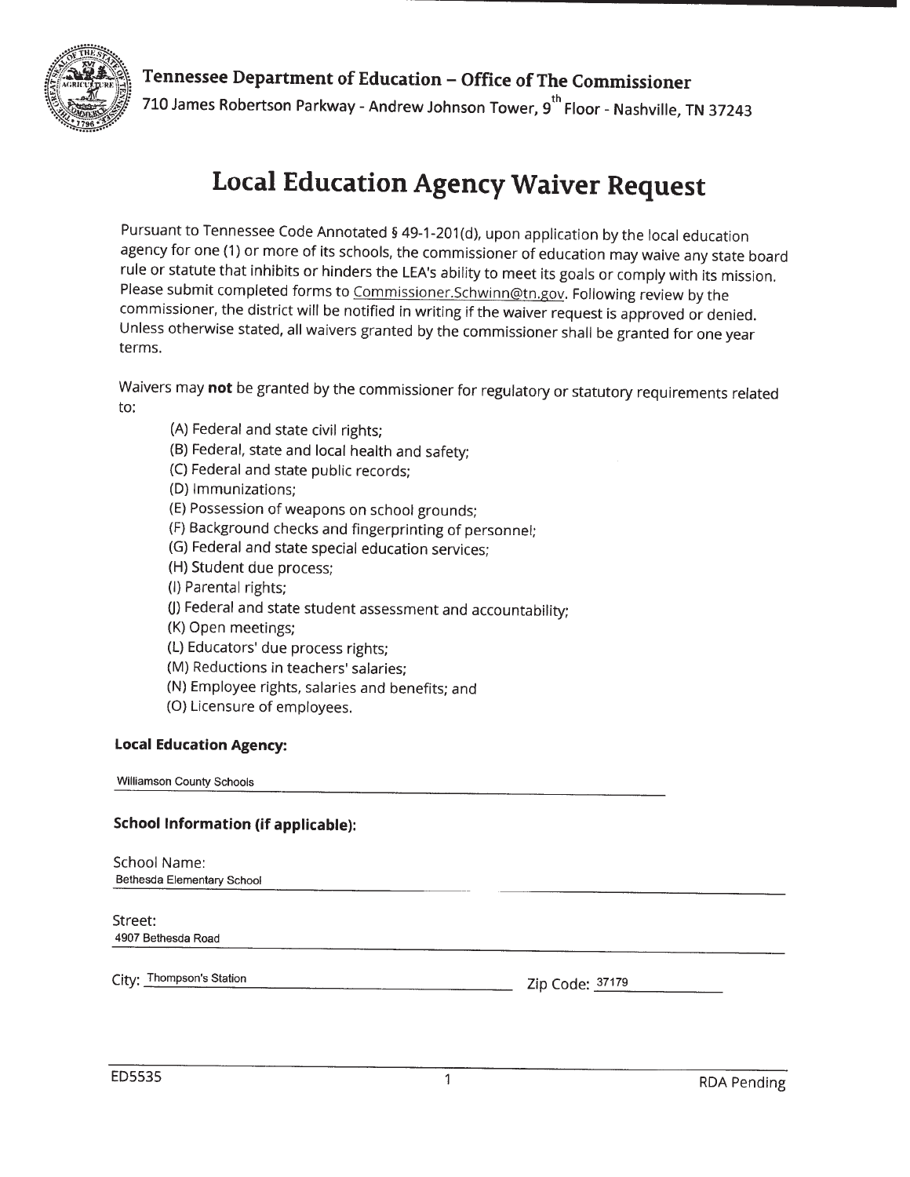Tennessee Department of Education – Office of The Commissioner

710 James Robertson Parkway - Andrew Johnson Tower, 9th Floor - Nashville, TN 37243

# Local Education Agency Waiver Request

Pursuant to Tennessee Code Annotated § 49-1-201(d), upon application by the local education agency for one (1) or more of its schools, the commissioner of education may waive any state board rule or statute that inhibits or hinders the LEA's ability to meet its goals or comply with its mission. Please submit completed forms to Commissioner.Schwinn@tn.gov. Following review by the commissioner, the district will be notified in writing if the waiver request is approved or denied. Unless otherwise stated, all waivers granted by the commissioner shall be granted for one year terms.

Waivers may **not** be granted by the commissioner for regulatory or statutory requirements related to:

(A) Federal and state civil rights;
(B) Federal, state and local health and safety;
(C) Federal and state public records;
(D) Immunizations;
(E) Possession of weapons on school grounds;
(F) Background checks and fingerprinting of personnel;
(G) Federal and state special education services;
(H) Student due process;
(I) Parental rights;
(J) Federal and state student assessment and accountability;
(K) Open meetings;
(L) Educators' due process rights;
(M) Reductions in teachers' salaries;
(N) Employee rights, salaries and benefits; and
(O) Licensure of employees.

**Local Education Agency:**

Williamson County Schools

**School Information (if applicable):**

School Name:
Bethesda Elementary School

Street:
4907 Bethesda Road

City: Thompson's Station Zip Code: 37179

ED5535 RDA Pending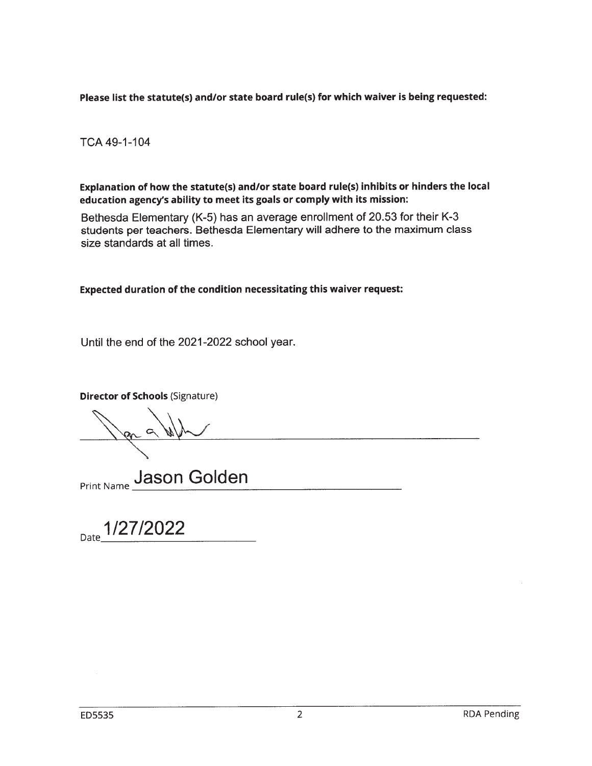**Please list the statute(s) and/or state board rule(s) for which waiver is being requested:**

TCA 49-1-104

**Explanation of how the statute(s) and/or state board rule(s) inhibits or hinders the local education agency's ability to meet its goals or comply with its mission:**

Bethesda Elementary (K-5) has an average enrollment of 20.53 for their K-3 students per teachers. Bethesda Elementary will adhere to the maximum class size standards at all times.

**Expected duration of the condition necessitating this waiver request:**

Until the end of the 2021-2022 school year.

**Director of Schools** (Signature)

Print Name Jason Golden

Date 1/27/2022

ED5535 | RDA Pending